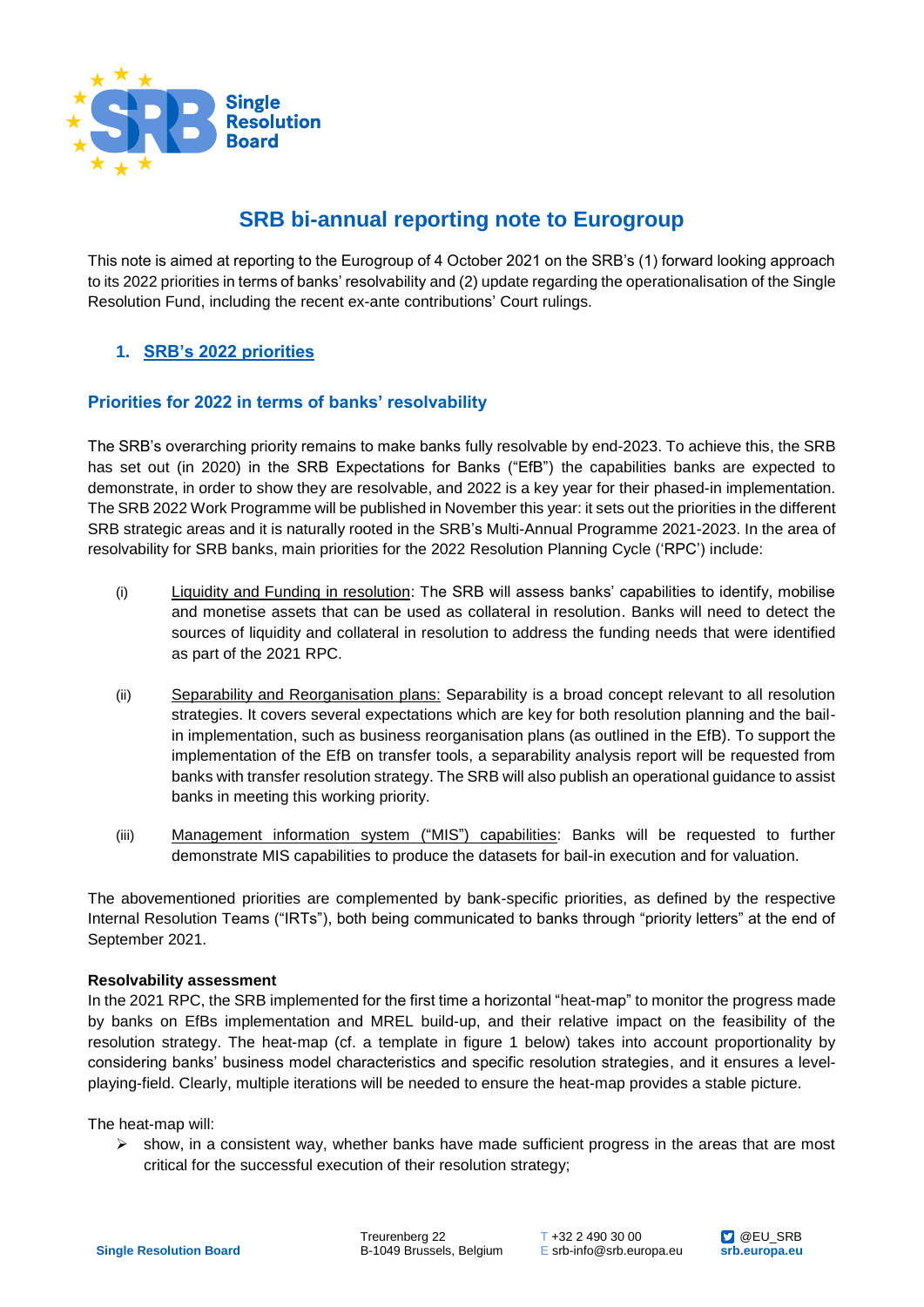# SRB bi-annual reporting note to Eurogroup

This note is aimed at reporting to the Eurogroup of 4 October 2021 on the SRB's (1) forward looking approach to its 2022 priorities in terms of banks' resolvability and (2) update regarding the operationalisation of the Single Resolution Fund, including the recent ex-ante contributions' Court rulings.

## 1. SRB's 2022 priorities

### Priorities for 2022 in terms of banks' resolvability

The SRB's overarching priority remains to make banks fully resolvable by end-2023. To achieve this, the SRB has set out (in 2020) in the SRB Expectations for Banks ("EfB") the capabilities banks are expected to demonstrate, in order to show they are resolvable, and 2022 is a key year for their phased-in implementation. The SRB 2022 Work Programme will be published in November this year: it sets out the priorities in the different SRB strategic areas and it is naturally rooted in the SRB's Multi-Annual Programme 2021-2023. In the area of resolvability for SRB banks, main priorities for the 2022 Resolution Planning Cycle ('RPC') include:

(i) Liquidity and Funding in resolution: The SRB will assess banks' capabilities to identify, mobilise and monetise assets that can be used as collateral in resolution. Banks will need to detect the sources of liquidity and collateral in resolution to address the funding needs that were identified as part of the 2021 RPC.

(ii) Separability and Reorganisation plans: Separability is a broad concept relevant to all resolution strategies. It covers several expectations which are key for both resolution planning and the bail-in implementation, such as business reorganisation plans (as outlined in the EfB). To support the implementation of the EfB on transfer tools, a separability analysis report will be requested from banks with transfer resolution strategy. The SRB will also publish an operational guidance to assist banks in meeting this working priority.

(iii) Management information system ("MIS") capabilities: Banks will be requested to further demonstrate MIS capabilities to produce the datasets for bail-in execution and for valuation.

The abovementioned priorities are complemented by bank-specific priorities, as defined by the respective Internal Resolution Teams ("IRTs"), both being communicated to banks through "priority letters" at the end of September 2021.

**Resolvability assessment**

In the 2021 RPC, the SRB implemented for the first time a horizontal "heat-map" to monitor the progress made by banks on EfBs implementation and MREL build-up, and their relative impact on the feasibility of the resolution strategy. The heat-map (cf. a template in figure 1 below) takes into account proportionality by considering banks' business model characteristics and specific resolution strategies, and it ensures a level-playing-field. Clearly, multiple iterations will be needed to ensure the heat-map provides a stable picture.

The heat-map will:

- show, in a consistent way, whether banks have made sufficient progress in the areas that are most critical for the successful execution of their resolution strategy;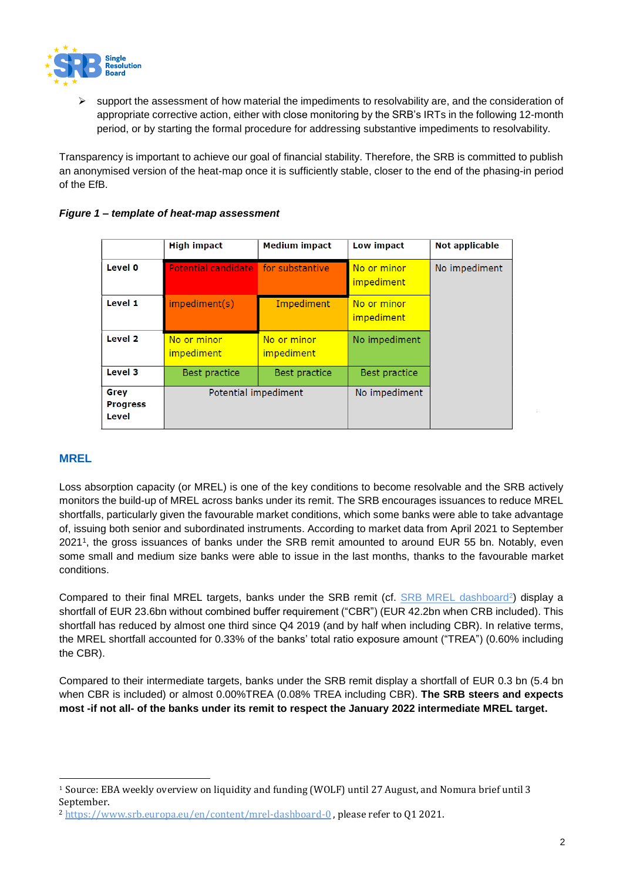- support the assessment of how material the impediments to resolvability are, and the consideration of appropriate corrective action, either with close monitoring by the SRB's IRTs in the following 12-month period, or by starting the formal procedure for addressing substantive impediments to resolvability.

Transparency is important to achieve our goal of financial stability. Therefore, the SRB is committed to publish an anonymised version of the heat-map once it is sufficiently stable, closer to the end of the phasing-in period of the EfB.

***Figure 1 – template of heat-map assessment***

| | High impact | Medium impact | Low impact | Not applicable |
|---|---|---|---|---|
| Level 0 | Potential candidate | for substantive | No or minor impediment | No impediment |
| Level 1 | impediment(s) | Impediment | No or minor impediment | |
| Level 2 | No or minor impediment | No or minor impediment | No impediment | |
| Level 3 | Best practice | Best practice | Best practice | |
| Grey Progress Level | Potential impediment | | No impediment | |

## MREL

Loss absorption capacity (or MREL) is one of the key conditions to become resolvable and the SRB actively monitors the build-up of MREL across banks under its remit. The SRB encourages issuances to reduce MREL shortfalls, particularly given the favourable market conditions, which some banks were able to take advantage of, issuing both senior and subordinated instruments. According to market data from April 2021 to September 2021[1], the gross issuances of banks under the SRB remit amounted to around EUR 55 bn. Notably, even some small and medium size banks were able to issue in the last months, thanks to the favourable market conditions.

Compared to their final MREL targets, banks under the SRB remit (cf. SRB MREL dashboard[2]) display a shortfall of EUR 23.6bn without combined buffer requirement ("CBR") (EUR 42.2bn when CRB included). This shortfall has reduced by almost one third since Q4 2019 (and by half when including CBR). In relative terms, the MREL shortfall accounted for 0.33% of the banks' total ratio exposure amount ("TREA") (0.60% including the CBR).

Compared to their intermediate targets, banks under the SRB remit display a shortfall of EUR 0.3 bn (5.4 bn when CBR is included) or almost 0.00%TREA (0.08% TREA including CBR). **The SRB steers and expects most -if not all- of the banks under its remit to respect the January 2022 intermediate MREL target.**

---

[1] Source: EBA weekly overview on liquidity and funding (WOLF) until 27 August, and Nomura brief until 3 September.

[2] https://www.srb.europa.eu/en/content/mrel-dashboard-0, please refer to Q1 2021.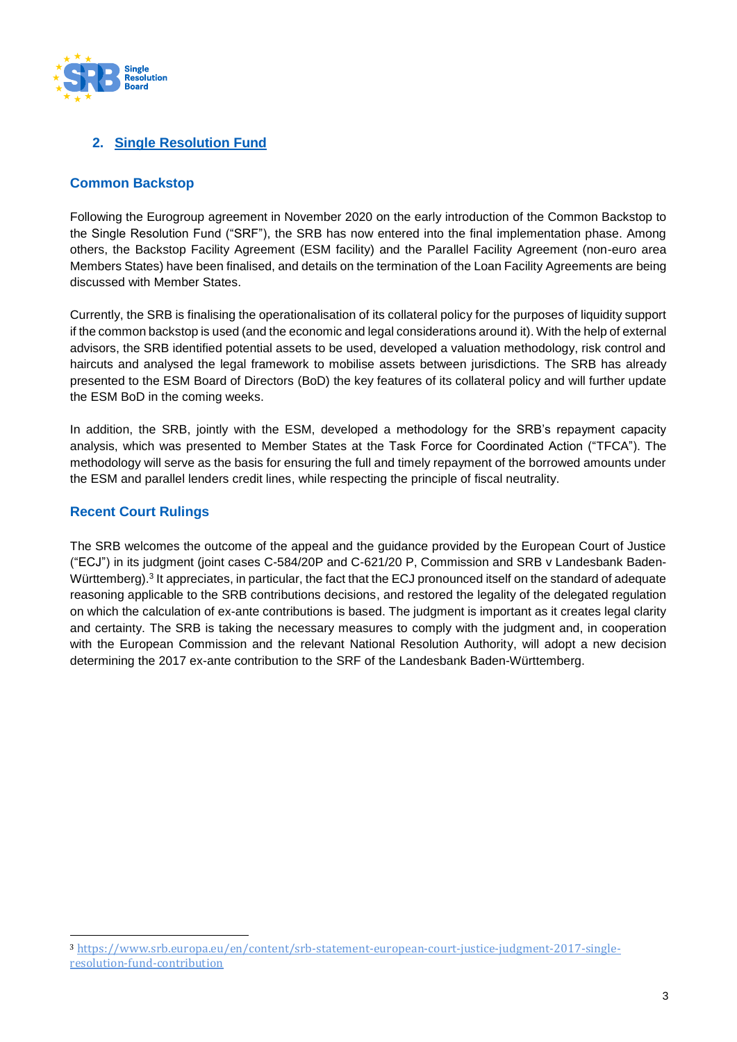## 2. Single Resolution Fund

### Common Backstop

Following the Eurogroup agreement in November 2020 on the early introduction of the Common Backstop to the Single Resolution Fund ("SRF"), the SRB has now entered into the final implementation phase. Among others, the Backstop Facility Agreement (ESM facility) and the Parallel Facility Agreement (non-euro area Members States) have been finalised, and details on the termination of the Loan Facility Agreements are being discussed with Member States.

Currently, the SRB is finalising the operationalisation of its collateral policy for the purposes of liquidity support if the common backstop is used (and the economic and legal considerations around it). With the help of external advisors, the SRB identified potential assets to be used, developed a valuation methodology, risk control and haircuts and analysed the legal framework to mobilise assets between jurisdictions. The SRB has already presented to the ESM Board of Directors (BoD) the key features of its collateral policy and will further update the ESM BoD in the coming weeks.

In addition, the SRB, jointly with the ESM, developed a methodology for the SRB's repayment capacity analysis, which was presented to Member States at the Task Force for Coordinated Action ("TFCA"). The methodology will serve as the basis for ensuring the full and timely repayment of the borrowed amounts under the ESM and parallel lenders credit lines, while respecting the principle of fiscal neutrality.

### Recent Court Rulings

The SRB welcomes the outcome of the appeal and the guidance provided by the European Court of Justice ("ECJ") in its judgment (joint cases C-584/20P and C-621/20 P, Commission and SRB v Landesbank Baden-Württemberg).[3] It appreciates, in particular, the fact that the ECJ pronounced itself on the standard of adequate reasoning applicable to the SRB contributions decisions, and restored the legality of the delegated regulation on which the calculation of ex-ante contributions is based. The judgment is important as it creates legal clarity and certainty. The SRB is taking the necessary measures to comply with the judgment and, in cooperation with the European Commission and the relevant National Resolution Authority, will adopt a new decision determining the 2017 ex-ante contribution to the SRF of the Landesbank Baden-Württemberg.

[3] https://www.srb.europa.eu/en/content/srb-statement-european-court-justice-judgment-2017-single-resolution-fund-contribution